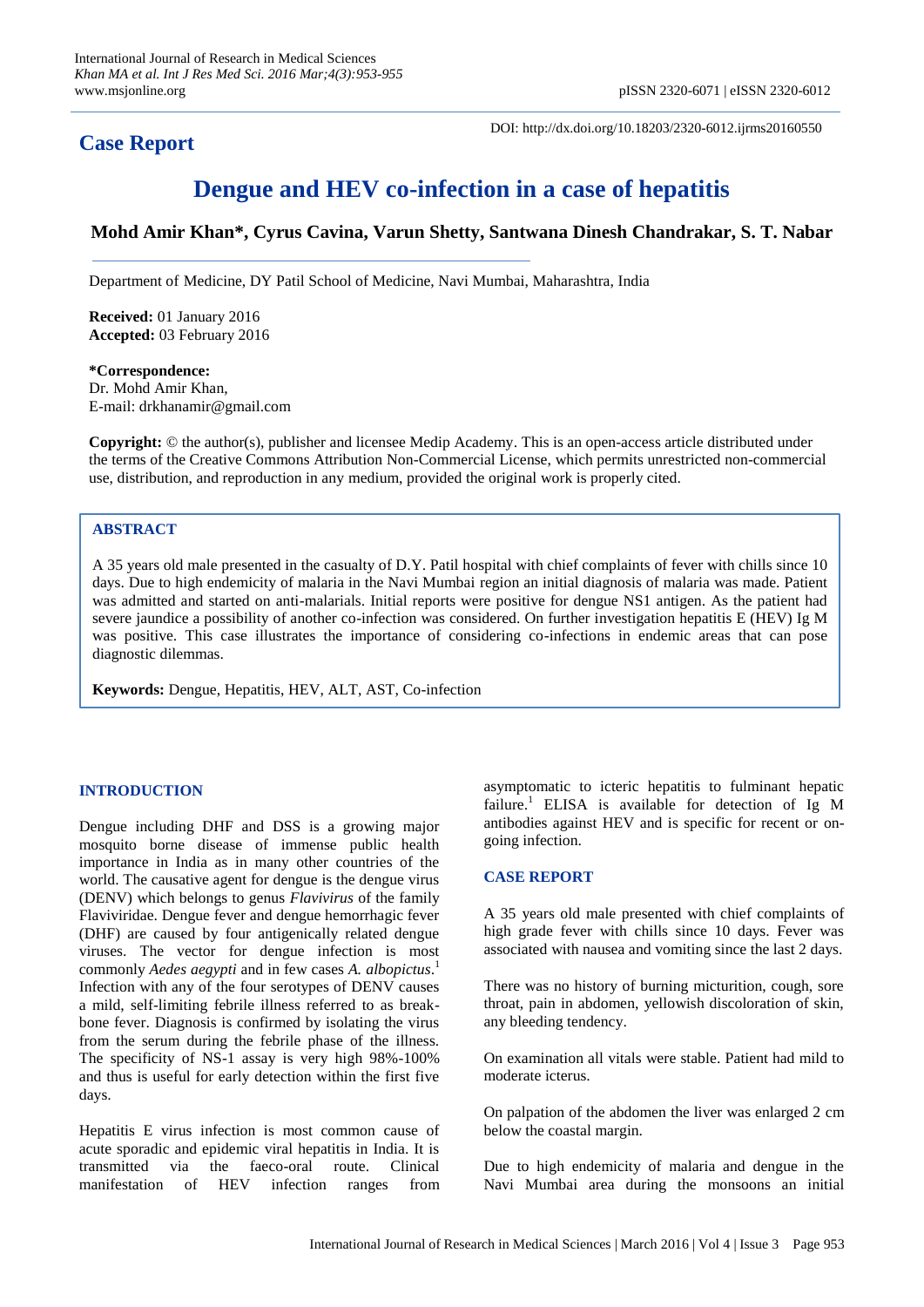## Case Report

DOI: http://dx.doi.org/10.18203/2320-6012.ijrms20160550

# Dengue and HEV co-infection in a case of hepatitis

**Mohd Amir Khan\*, Cyrus Cavina, Varun Shetty, Santwana Dinesh Chandrakar, S. T. Nabar**

Department of Medicine, DY Patil School of Medicine, Navi Mumbai, Maharashtra, India

**Received:** 01 January 2016
**Accepted:** 03 February 2016

**\*Correspondence:**
Dr. Mohd Amir Khan,
E-mail: drkhanamir@gmail.com

**Copyright:** © the author(s), publisher and licensee Medip Academy. This is an open-access article distributed under the terms of the Creative Commons Attribution Non-Commercial License, which permits unrestricted non-commercial use, distribution, and reproduction in any medium, provided the original work is properly cited.

## ABSTRACT

A 35 years old male presented in the casualty of D.Y. Patil hospital with chief complaints of fever with chills since 10 days. Due to high endemicity of malaria in the Navi Mumbai region an initial diagnosis of malaria was made. Patient was admitted and started on anti-malarials. Initial reports were positive for dengue NS1 antigen. As the patient had severe jaundice a possibility of another co-infection was considered. On further investigation hepatitis E (HEV) Ig M was positive. This case illustrates the importance of considering co-infections in endemic areas that can pose diagnostic dilemmas.

**Keywords:** Dengue, Hepatitis, HEV, ALT, AST, Co-infection

## INTRODUCTION

Dengue including DHF and DSS is a growing major mosquito borne disease of immense public health importance in India as in many other countries of the world. The causative agent for dengue is the dengue virus (DENV) which belongs to genus *Flavivirus* of the family Flaviviridae. Dengue fever and dengue hemorrhagic fever (DHF) are caused by four antigenically related dengue viruses. The vector for dengue infection is most commonly *Aedes aegypti* and in few cases *A. albopictus*.[1] Infection with any of the four serotypes of DENV causes a mild, self-limiting febrile illness referred to as break-bone fever. Diagnosis is confirmed by isolating the virus from the serum during the febrile phase of the illness. The specificity of NS-1 assay is very high 98%-100% and thus is useful for early detection within the first five days.

Hepatitis E virus infection is most common cause of acute sporadic and epidemic viral hepatitis in India. It is transmitted via the faeco-oral route. Clinical manifestation of HEV infection ranges from asymptomatic to icteric hepatitis to fulminant hepatic failure.[1] ELISA is available for detection of Ig M antibodies against HEV and is specific for recent or on-going infection.

## CASE REPORT

A 35 years old male presented with chief complaints of high grade fever with chills since 10 days. Fever was associated with nausea and vomiting since the last 2 days.

There was no history of burning micturition, cough, sore throat, pain in abdomen, yellowish discoloration of skin, any bleeding tendency.

On examination all vitals were stable. Patient had mild to moderate icterus.

On palpation of the abdomen the liver was enlarged 2 cm below the coastal margin.

Due to high endemicity of malaria and dengue in the Navi Mumbai area during the monsoons an initial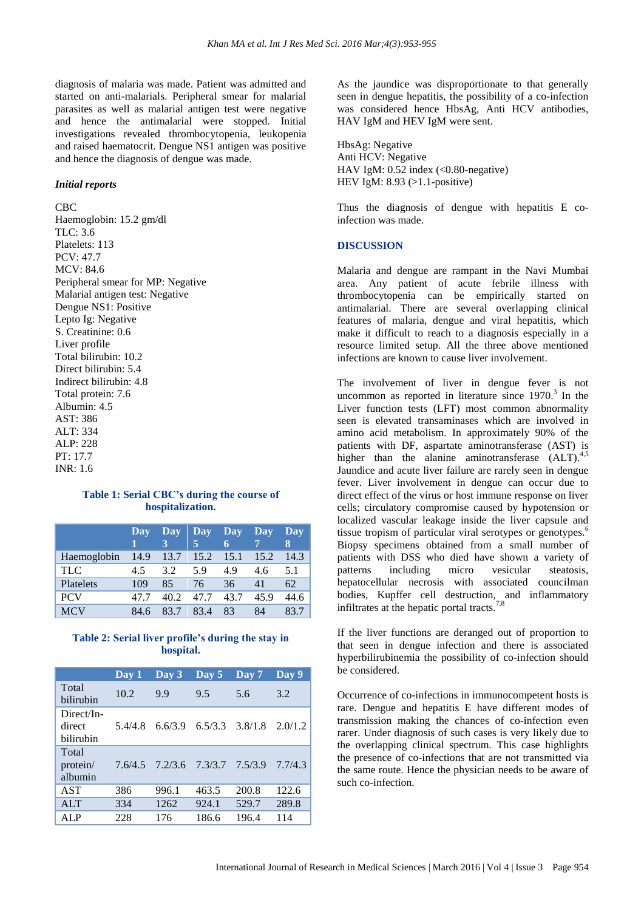diagnosis of malaria was made. Patient was admitted and started on anti-malarials. Peripheral smear for malarial parasites as well as malarial antigen test were negative and hence the antimalarial were stopped. Initial investigations revealed thrombocytopenia, leukopenia and raised haematocrit. Dengue NS1 antigen was positive and hence the diagnosis of dengue was made.

*Initial reports*

CBC
Haemoglobin: 15.2 gm/dl
TLC: 3.6
Platelets: 113
PCV: 47.7
MCV: 84.6
Peripheral smear for MP: Negative
Malarial antigen test: Negative
Dengue NS1: Positive
Lepto Ig: Negative
S. Creatinine: 0.6
Liver profile
Total bilirubin: 10.2
Direct bilirubin: 5.4
Indirect bilirubin: 4.8
Total protein: 7.6
Albumin: 4.5
AST: 386
ALT: 334
ALP: 228
PT: 17.7
INR: 1.6

**Table 1: Serial CBC's during the course of hospitalization.**

| | Day 1 | Day 3 | Day 5 | Day 6 | Day 7 | Day 8 |
|---|---|---|---|---|---|---|
| Haemoglobin | 14.9 | 13.7 | 15.2 | 15.1 | 15.2 | 14.3 |
| TLC | 4.5 | 3.2 | 5.9 | 4.9 | 4.6 | 5.1 |
| Platelets | 109 | 85 | 76 | 36 | 41 | 62 |
| PCV | 47.7 | 40.2 | 47.7 | 43.7 | 45.9 | 44.6 |
| MCV | 84.6 | 83.7 | 83.4 | 83 | 84 | 83.7 |

**Table 2: Serial liver profile's during the stay in hospital.**

| | Day 1 | Day 3 | Day 5 | Day 7 | Day 9 |
|---|---|---|---|---|---|
| Total bilirubin | 10.2 | 9.9 | 9.5 | 5.6 | 3.2 |
| Direct/In-direct bilirubin | 5.4/4.8 | 6.6/3.9 | 6.5/3.3 | 3.8/1.8 | 2.0/1.2 |
| Total protein/ albumin | 7.6/4.5 | 7.2/3.6 | 7.3/3.7 | 7.5/3.9 | 7.7/4.3 |
| AST | 386 | 996.1 | 463.5 | 200.8 | 122.6 |
| ALT | 334 | 1262 | 924.1 | 529.7 | 289.8 |
| ALP | 228 | 176 | 186.6 | 196.4 | 114 |

As the jaundice was disproportionate to that generally seen in dengue hepatitis, the possibility of a co-infection was considered hence HbsAg, Anti HCV antibodies, HAV IgM and HEV IgM were sent.

HbsAg: Negative
Anti HCV: Negative
HAV IgM: 0.52 index (<0.80-negative)
HEV IgM: 8.93 (>1.1-positive)

Thus the diagnosis of dengue with hepatitis E co-infection was made.

## DISCUSSION

Malaria and dengue are rampant in the Navi Mumbai area. Any patient of acute febrile illness with thrombocytopenia can be empirically started on antimalarial. There are several overlapping clinical features of malaria, dengue and viral hepatitis, which make it difficult to reach to a diagnosis especially in a resource limited setup. All the three above mentioned infections are known to cause liver involvement.

The involvement of liver in dengue fever is not uncommon as reported in literature since 1970.[3] In the Liver function tests (LFT) most common abnormality seen is elevated transaminases which are involved in amino acid metabolism. In approximately 90% of the patients with DF, aspartate aminotransferase (AST) is higher than the alanine aminotransferase (ALT).[4,5] Jaundice and acute liver failure are rarely seen in dengue fever. Liver involvement in dengue can occur due to direct effect of the virus or host immune response on liver cells; circulatory compromise caused by hypotension or localized vascular leakage inside the liver capsule and tissue tropism of particular viral serotypes or genotypes.[6] Biopsy specimens obtained from a small number of patients with DSS who died have shown a variety of patterns including micro vesicular steatosis, hepatocellular necrosis with associated councilman bodies, Kupffer cell destruction, and inflammatory infiltrates at the hepatic portal tracts.[7,8]

If the liver functions are deranged out of proportion to that seen in dengue infection and there is associated hyperbilirubinemia the possibility of co-infection should be considered.

Occurrence of co-infections in immunocompetent hosts is rare. Dengue and hepatitis E have different modes of transmission making the chances of co-infection even rarer. Under diagnosis of such cases is very likely due to the overlapping clinical spectrum. This case highlights the presence of co-infections that are not transmitted via the same route. Hence the physician needs to be aware of such co-infection.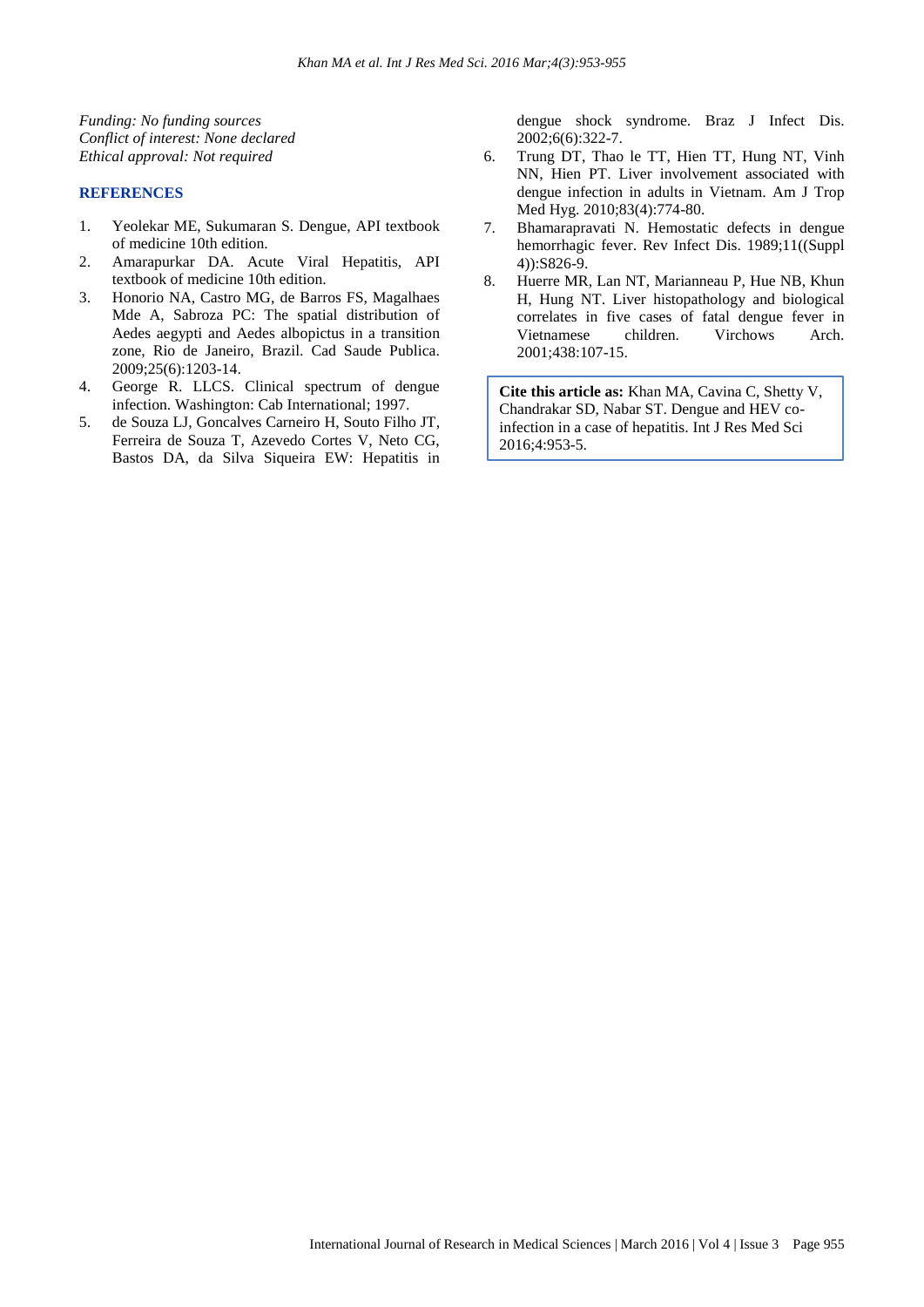*Funding: No funding sources*
*Conflict of interest: None declared*
*Ethical approval: Not required*

## REFERENCES

1. Yeolekar ME, Sukumaran S. Dengue, API textbook of medicine 10th edition.
2. Amarapurkar DA. Acute Viral Hepatitis, API textbook of medicine 10th edition.
3. Honorio NA, Castro MG, de Barros FS, Magalhaes Mde A, Sabroza PC: The spatial distribution of Aedes aegypti and Aedes albopictus in a transition zone, Rio de Janeiro, Brazil. Cad Saude Publica. 2009;25(6):1203-14.
4. George R. LLCS. Clinical spectrum of dengue infection. Washington: Cab International; 1997.
5. de Souza LJ, Goncalves Carneiro H, Souto Filho JT, Ferreira de Souza T, Azevedo Cortes V, Neto CG, Bastos DA, da Silva Siqueira EW: Hepatitis in dengue shock syndrome. Braz J Infect Dis. 2002;6(6):322-7.
6. Trung DT, Thao le TT, Hien TT, Hung NT, Vinh NN, Hien PT. Liver involvement associated with dengue infection in adults in Vietnam. Am J Trop Med Hyg. 2010;83(4):774-80.
7. Bhamarapravati N. Hemostatic defects in dengue hemorrhagic fever. Rev Infect Dis. 1989;11((Suppl 4)):S826-9.
8. Huerre MR, Lan NT, Marianneau P, Hue NB, Khun H, Hung NT. Liver histopathology and biological correlates in five cases of fatal dengue fever in Vietnamese children. Virchows Arch. 2001;438:107-15.

**Cite this article as:** Khan MA, Cavina C, Shetty V, Chandrakar SD, Nabar ST. Dengue and HEV co-infection in a case of hepatitis. Int J Res Med Sci 2016;4:953-5.